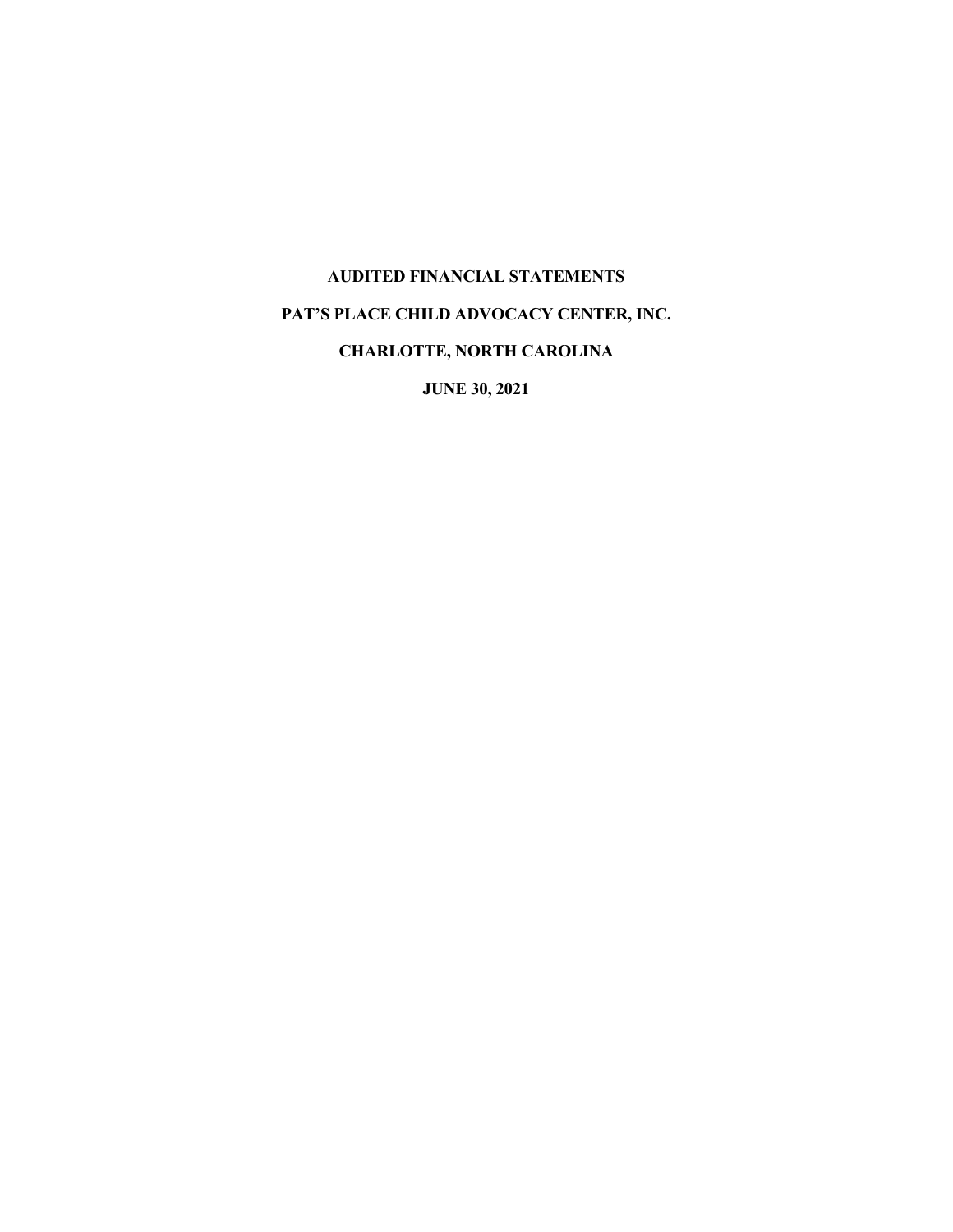# AUDITED FINANCIAL STATEMENTS

# PAT'S PLACE CHILD ADVOCACY CENTER, INC.

# CHARLOTTE, NORTH CAROLINA

# JUNE 30, 2021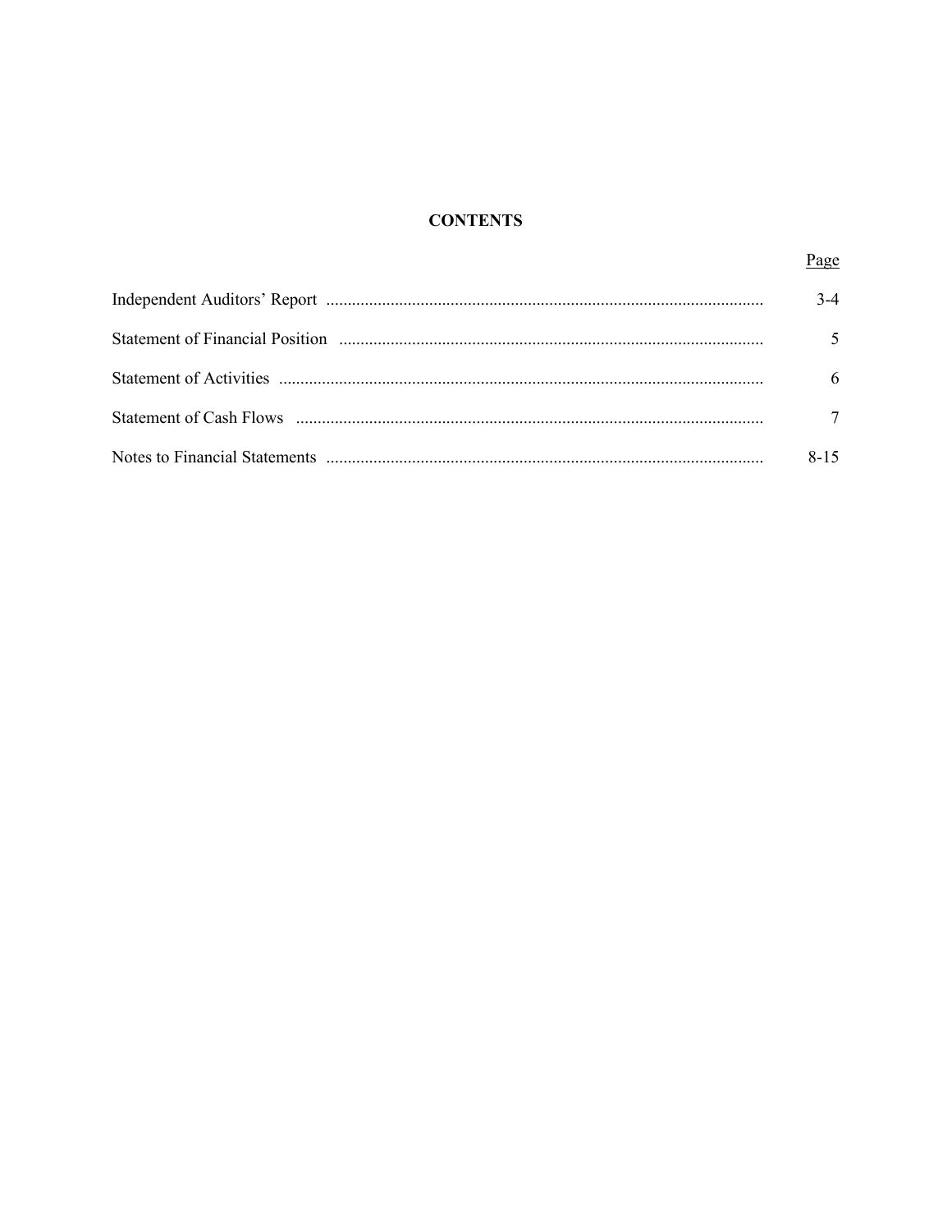# CONTENTS

| | Page |
|---|---|
| Independent Auditors' Report | 3-4 |
| Statement of Financial Position | 5 |
| Statement of Activities | 6 |
| Statement of Cash Flows | 7 |
| Notes to Financial Statements | 8-15 |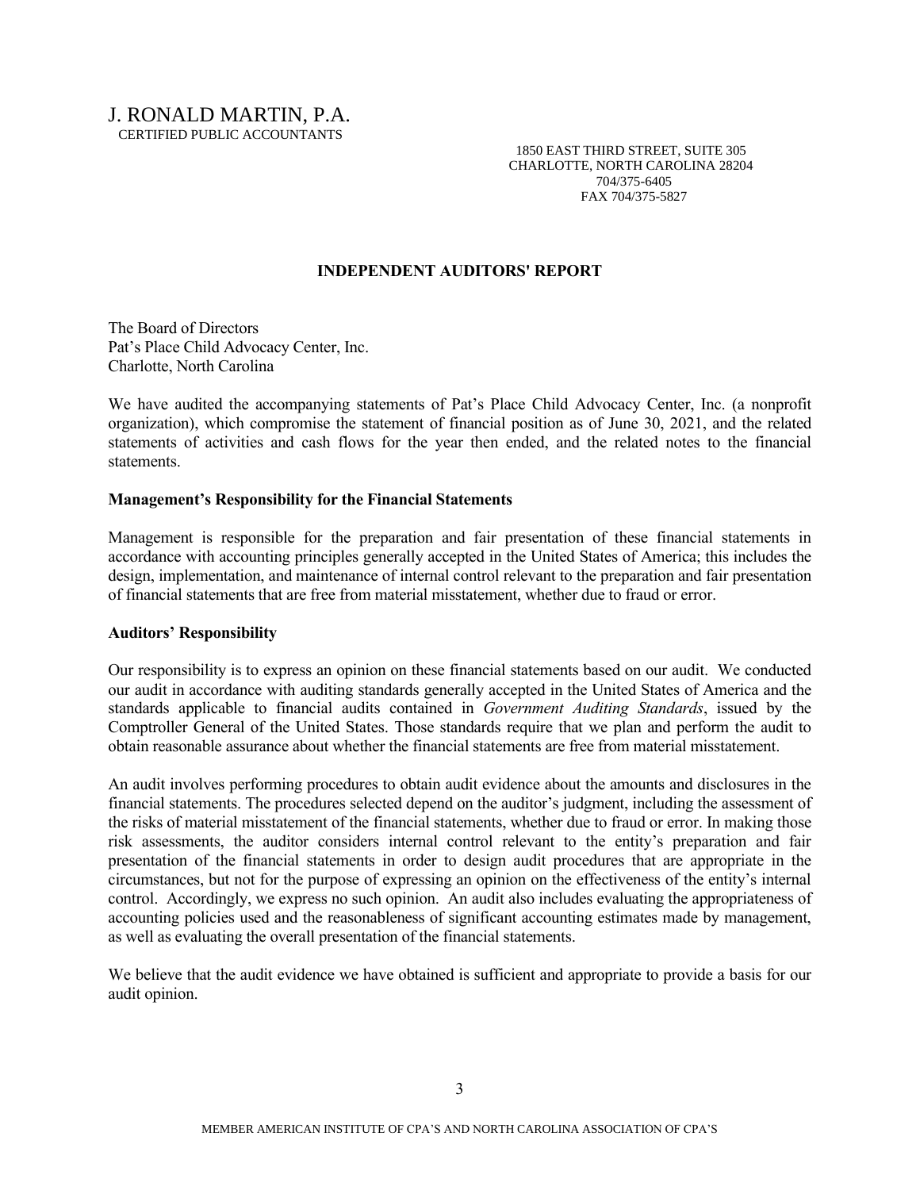# J. RONALD MARTIN, P.A.

CERTIFIED PUBLIC ACCOUNTANTS

1850 EAST THIRD STREET, SUITE 305
CHARLOTTE, NORTH CAROLINA 28204
704/375-6405
FAX 704/375-5827

## INDEPENDENT AUDITORS' REPORT

The Board of Directors
Pat's Place Child Advocacy Center, Inc.
Charlotte, North Carolina

We have audited the accompanying statements of Pat's Place Child Advocacy Center, Inc. (a nonprofit organization), which compromise the statement of financial position as of June 30, 2021, and the related statements of activities and cash flows for the year then ended, and the related notes to the financial statements.

### Management's Responsibility for the Financial Statements

Management is responsible for the preparation and fair presentation of these financial statements in accordance with accounting principles generally accepted in the United States of America; this includes the design, implementation, and maintenance of internal control relevant to the preparation and fair presentation of financial statements that are free from material misstatement, whether due to fraud or error.

### Auditors' Responsibility

Our responsibility is to express an opinion on these financial statements based on our audit. We conducted our audit in accordance with auditing standards generally accepted in the United States of America and the standards applicable to financial audits contained in *Government Auditing Standards*, issued by the Comptroller General of the United States. Those standards require that we plan and perform the audit to obtain reasonable assurance about whether the financial statements are free from material misstatement.

An audit involves performing procedures to obtain audit evidence about the amounts and disclosures in the financial statements. The procedures selected depend on the auditor's judgment, including the assessment of the risks of material misstatement of the financial statements, whether due to fraud or error. In making those risk assessments, the auditor considers internal control relevant to the entity's preparation and fair presentation of the financial statements in order to design audit procedures that are appropriate in the circumstances, but not for the purpose of expressing an opinion on the effectiveness of the entity's internal control. Accordingly, we express no such opinion. An audit also includes evaluating the appropriateness of accounting policies used and the reasonableness of significant accounting estimates made by management, as well as evaluating the overall presentation of the financial statements.

We believe that the audit evidence we have obtained is sufficient and appropriate to provide a basis for our audit opinion.

MEMBER AMERICAN INSTITUTE OF CPA'S AND NORTH CAROLINA ASSOCIATION OF CPA'S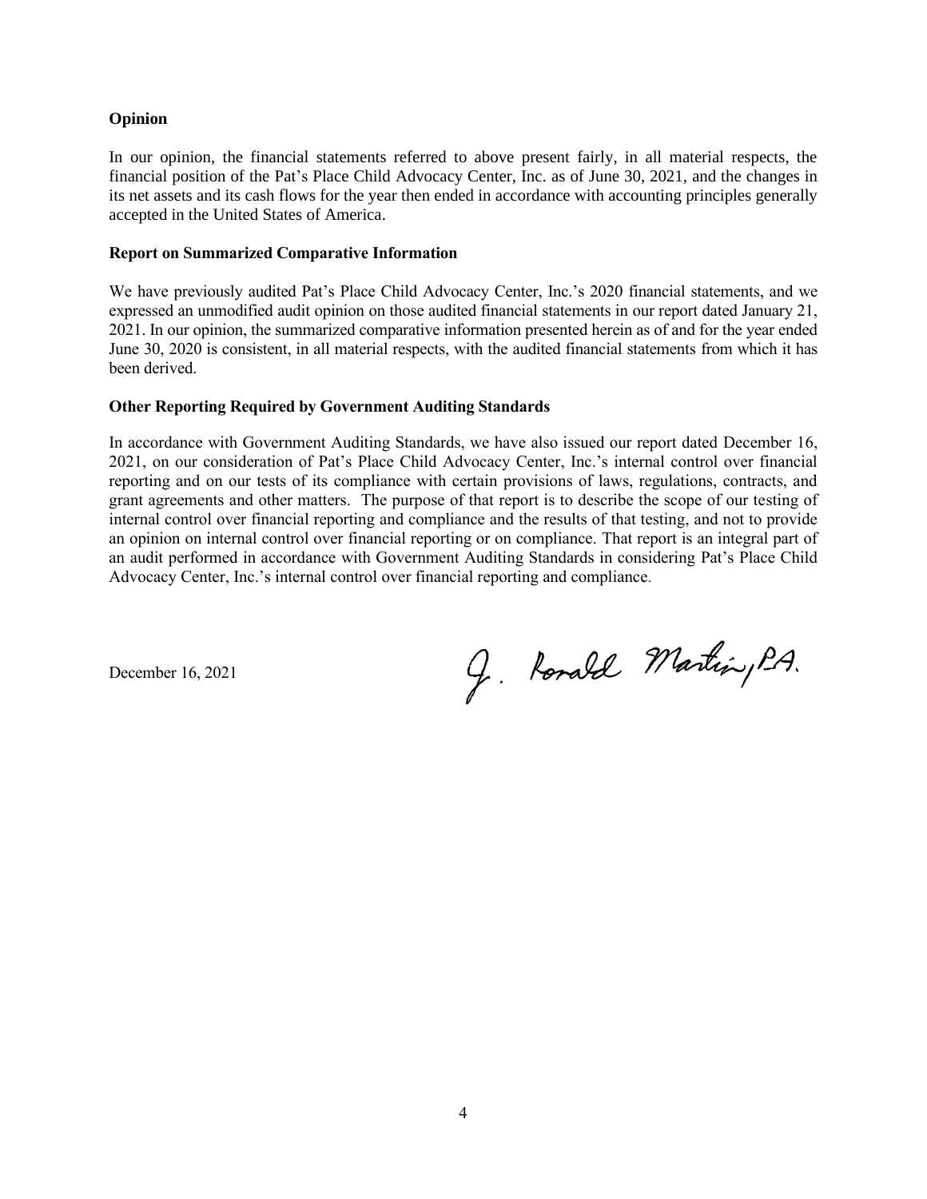**Opinion**

In our opinion, the financial statements referred to above present fairly, in all material respects, the financial position of the Pat's Place Child Advocacy Center, Inc. as of June 30, 2021, and the changes in its net assets and its cash flows for the year then ended in accordance with accounting principles generally accepted in the United States of America.

**Report on Summarized Comparative Information**

We have previously audited Pat's Place Child Advocacy Center, Inc.'s 2020 financial statements, and we expressed an unmodified audit opinion on those audited financial statements in our report dated January 21, 2021. In our opinion, the summarized comparative information presented herein as of and for the year ended June 30, 2020 is consistent, in all material respects, with the audited financial statements from which it has been derived.

**Other Reporting Required by Government Auditing Standards**

In accordance with Government Auditing Standards, we have also issued our report dated December 16, 2021, on our consideration of Pat's Place Child Advocacy Center, Inc.'s internal control over financial reporting and on our tests of its compliance with certain provisions of laws, regulations, contracts, and grant agreements and other matters. The purpose of that report is to describe the scope of our testing of internal control over financial reporting and compliance and the results of that testing, and not to provide an opinion on internal control over financial reporting or on compliance. That report is an integral part of an audit performed in accordance with Government Auditing Standards in considering Pat's Place Child Advocacy Center, Inc.'s internal control over financial reporting and compliance.

December 16, 2021

J. Ronald Martin, P.A.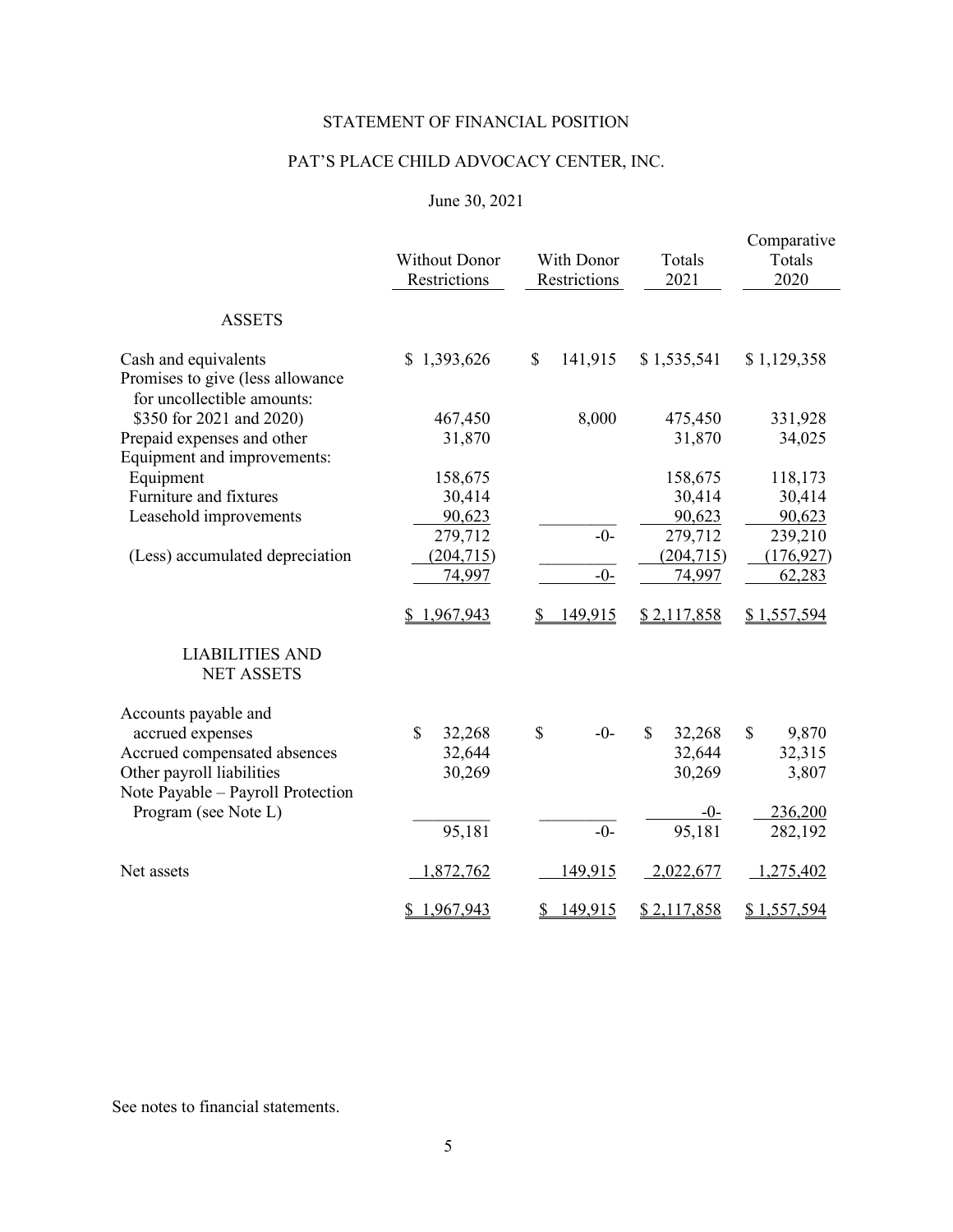# STATEMENT OF FINANCIAL POSITION

## PAT'S PLACE CHILD ADVOCACY CENTER, INC.

June 30, 2021

| | Without Donor Restrictions | With Donor Restrictions | Totals 2021 | Comparative Totals 2020 |
|---|---|---|---|---|
| **ASSETS** | | | | |
| Cash and equivalents | $ 1,393,626 | $ 141,915 | $ 1,535,541 | $ 1,129,358 |
| Promises to give (less allowance for uncollectible amounts: $350 for 2021 and 2020) | 467,450 | 8,000 | 475,450 | 331,928 |
| Prepaid expenses and other | 31,870 | | 31,870 | 34,025 |
| Equipment and improvements: | | | | |
| Equipment | 158,675 | | 158,675 | 118,173 |
| Furniture and fixtures | 30,414 | | 30,414 | 30,414 |
| Leasehold improvements | 90,623 | | 90,623 | 90,623 |
| | 279,712 | -0- | 279,712 | 239,210 |
| (Less) accumulated depreciation | (204,715) | | (204,715) | (176,927) |
| | 74,997 | -0- | 74,997 | 62,283 |
| | $ 1,967,943 | $ 149,915 | $ 2,117,858 | $ 1,557,594 |
| **LIABILITIES AND NET ASSETS** | | | | |
| Accounts payable and accrued expenses | $ 32,268 | $ -0- | $ 32,268 | $ 9,870 |
| Accrued compensated absences | 32,644 | | 32,644 | 32,315 |
| Other payroll liabilities | 30,269 | | 30,269 | 3,807 |
| Note Payable – Payroll Protection Program (see Note L) | | | -0- | 236,200 |
| | 95,181 | -0- | 95,181 | 282,192 |
| Net assets | 1,872,762 | 149,915 | 2,022,677 | 1,275,402 |
| | $ 1,967,943 | $ 149,915 | $ 2,117,858 | $ 1,557,594 |

See notes to financial statements.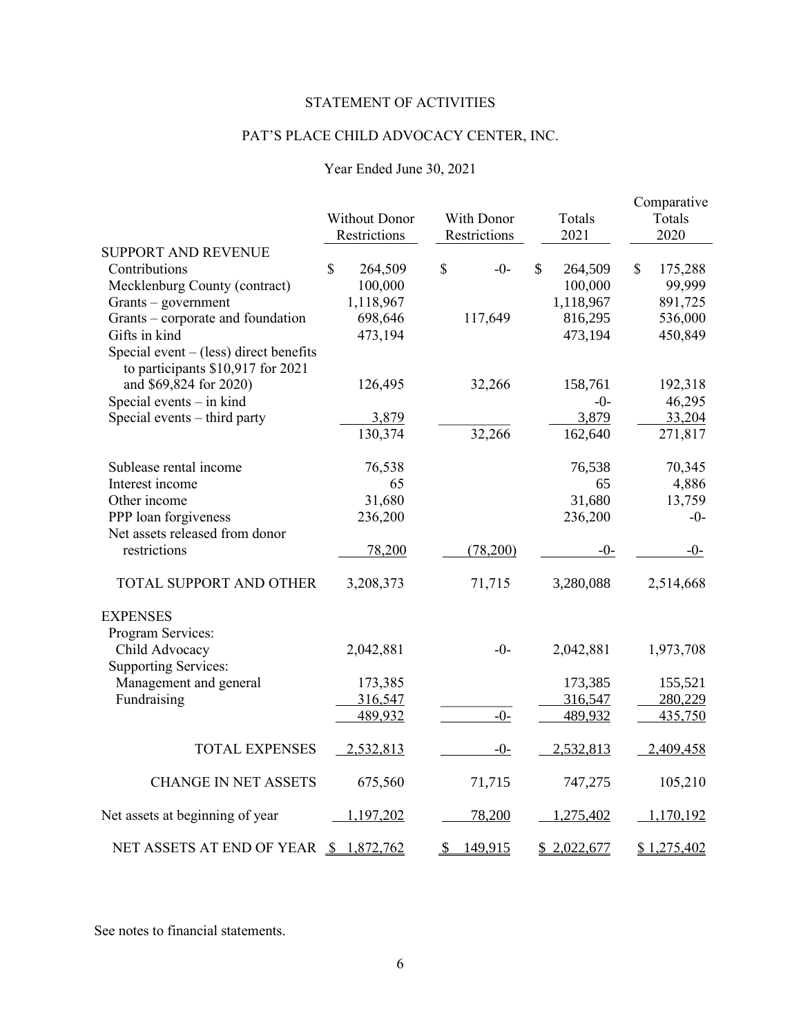# STATEMENT OF ACTIVITIES

## PAT'S PLACE CHILD ADVOCACY CENTER, INC.

### Year Ended June 30, 2021

| | Without Donor Restrictions | With Donor Restrictions | Totals 2021 | Comparative Totals 2020 |
|---|---|---|---|---|
| SUPPORT AND REVENUE | | | | |
| Contributions | $ 264,509 | $ -0- | $ 264,509 | $ 175,288 |
| Mecklenburg County (contract) | 100,000 | | 100,000 | 99,999 |
| Grants – government | 1,118,967 | | 1,118,967 | 891,725 |
| Grants – corporate and foundation | 698,646 | 117,649 | 816,295 | 536,000 |
| Gifts in kind | 473,194 | | 473,194 | 450,849 |
| Special event – (less) direct benefits to participants $10,917 for 2021 and $69,824 for 2020) | 126,495 | 32,266 | 158,761 | 192,318 |
| Special events – in kind | | | -0- | 46,295 |
| Special events – third party | 3,879 | | 3,879 | 33,204 |
| | 130,374 | 32,266 | 162,640 | 271,817 |
| Sublease rental income | 76,538 | | 76,538 | 70,345 |
| Interest income | 65 | | 65 | 4,886 |
| Other income | 31,680 | | 31,680 | 13,759 |
| PPP loan forgiveness | 236,200 | | 236,200 | -0- |
| Net assets released from donor restrictions | 78,200 | (78,200) | -0- | -0- |
| TOTAL SUPPORT AND OTHER | 3,208,373 | 71,715 | 3,280,088 | 2,514,668 |
| EXPENSES | | | | |
| Program Services: | | | | |
| Child Advocacy | 2,042,881 | -0- | 2,042,881 | 1,973,708 |
| Supporting Services: | | | | |
| Management and general | 173,385 | | 173,385 | 155,521 |
| Fundraising | 316,547 | | 316,547 | 280,229 |
| | 489,932 | -0- | 489,932 | 435,750 |
| TOTAL EXPENSES | 2,532,813 | -0- | 2,532,813 | 2,409,458 |
| CHANGE IN NET ASSETS | 675,560 | 71,715 | 747,275 | 105,210 |
| Net assets at beginning of year | 1,197,202 | 78,200 | 1,275,402 | 1,170,192 |
| NET ASSETS AT END OF YEAR | $ 1,872,762 | $ 149,915 | $ 2,022,677 | $ 1,275,402 |

See notes to financial statements.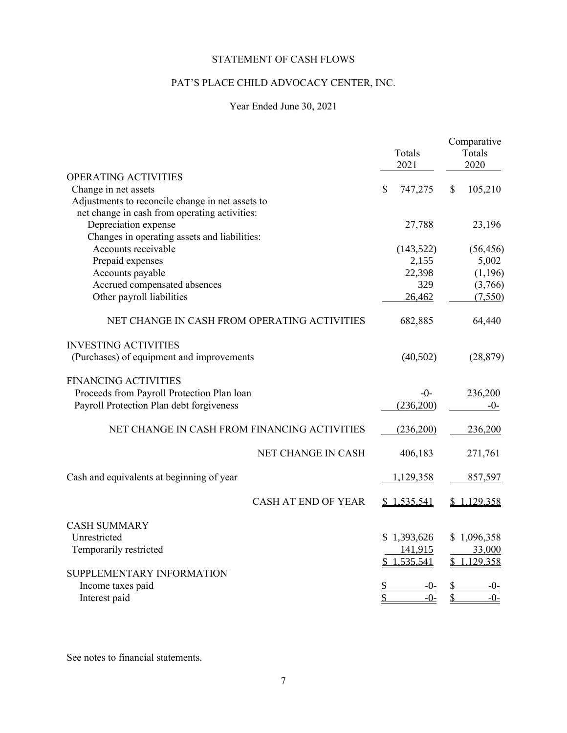# STATEMENT OF CASH FLOWS

## PAT'S PLACE CHILD ADVOCACY CENTER, INC.

### Year Ended June 30, 2021

| | Totals 2021 | Comparative Totals 2020 |
|---|---|---|
| OPERATING ACTIVITIES | | |
| Change in net assets | $ 747,275 | $ 105,210 |
| Adjustments to reconcile change in net assets to net change in cash from operating activities: | | |
| Depreciation expense | 27,788 | 23,196 |
| Changes in operating assets and liabilities: | | |
| Accounts receivable | (143,522) | (56,456) |
| Prepaid expenses | 2,155 | 5,002 |
| Accounts payable | 22,398 | (1,196) |
| Accrued compensated absences | 329 | (3,766) |
| Other payroll liabilities | 26,462 | (7,550) |
| NET CHANGE IN CASH FROM OPERATING ACTIVITIES | 682,885 | 64,440 |
| INVESTING ACTIVITIES | | |
| (Purchases) of equipment and improvements | (40,502) | (28,879) |
| FINANCING ACTIVITIES | | |
| Proceeds from Payroll Protection Plan loan | -0- | 236,200 |
| Payroll Protection Plan debt forgiveness | (236,200) | -0- |
| NET CHANGE IN CASH FROM FINANCING ACTIVITIES | (236,200) | 236,200 |
| NET CHANGE IN CASH | 406,183 | 271,761 |
| Cash and equivalents at beginning of year | 1,129,358 | 857,597 |
| CASH AT END OF YEAR | $ 1,535,541 | $ 1,129,358 |
| CASH SUMMARY | | |
| Unrestricted | $ 1,393,626 | $ 1,096,358 |
| Temporarily restricted | 141,915 | 33,000 |
| | $ 1,535,541 | $ 1,129,358 |
| SUPPLEMENTARY INFORMATION | | |
| Income taxes paid | $ -0- | $ -0- |
| Interest paid | $ -0- | $ -0- |

See notes to financial statements.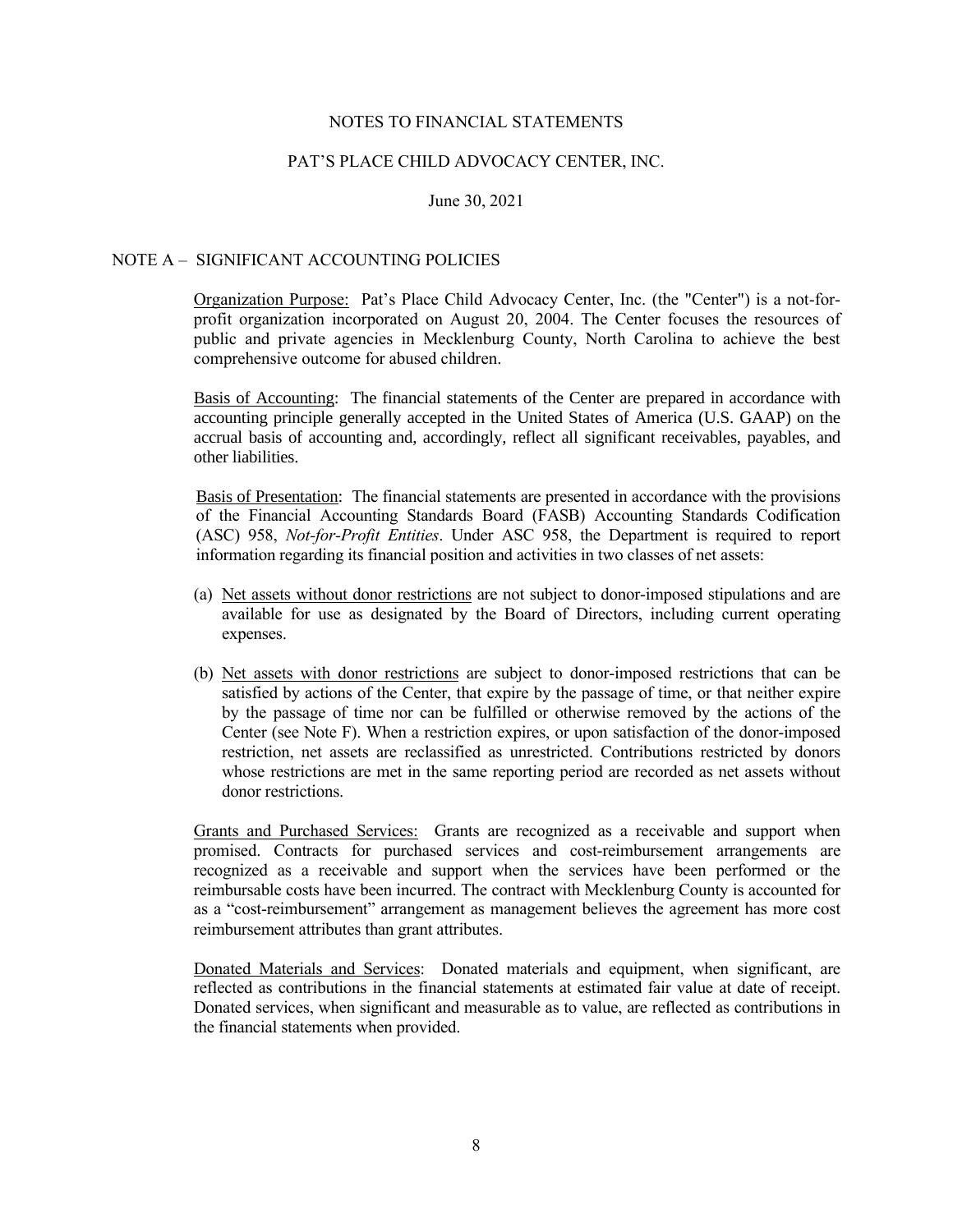# NOTES TO FINANCIAL STATEMENTS

## PAT'S PLACE CHILD ADVOCACY CENTER, INC.

June 30, 2021

### NOTE A – SIGNIFICANT ACCOUNTING POLICIES

Organization Purpose: Pat's Place Child Advocacy Center, Inc. (the "Center") is a not-for-profit organization incorporated on August 20, 2004. The Center focuses the resources of public and private agencies in Mecklenburg County, North Carolina to achieve the best comprehensive outcome for abused children.

Basis of Accounting: The financial statements of the Center are prepared in accordance with accounting principle generally accepted in the United States of America (U.S. GAAP) on the accrual basis of accounting and, accordingly, reflect all significant receivables, payables, and other liabilities.

Basis of Presentation: The financial statements are presented in accordance with the provisions of the Financial Accounting Standards Board (FASB) Accounting Standards Codification (ASC) 958, *Not-for-Profit Entities*. Under ASC 958, the Department is required to report information regarding its financial position and activities in two classes of net assets:

(a) Net assets without donor restrictions are not subject to donor-imposed stipulations and are available for use as designated by the Board of Directors, including current operating expenses.

(b) Net assets with donor restrictions are subject to donor-imposed restrictions that can be satisfied by actions of the Center, that expire by the passage of time, or that neither expire by the passage of time nor can be fulfilled or otherwise removed by the actions of the Center (see Note F). When a restriction expires, or upon satisfaction of the donor-imposed restriction, net assets are reclassified as unrestricted. Contributions restricted by donors whose restrictions are met in the same reporting period are recorded as net assets without donor restrictions.

Grants and Purchased Services: Grants are recognized as a receivable and support when promised. Contracts for purchased services and cost-reimbursement arrangements are recognized as a receivable and support when the services have been performed or the reimbursable costs have been incurred. The contract with Mecklenburg County is accounted for as a "cost-reimbursement" arrangement as management believes the agreement has more cost reimbursement attributes than grant attributes.

Donated Materials and Services: Donated materials and equipment, when significant, are reflected as contributions in the financial statements at estimated fair value at date of receipt. Donated services, when significant and measurable as to value, are reflected as contributions in the financial statements when provided.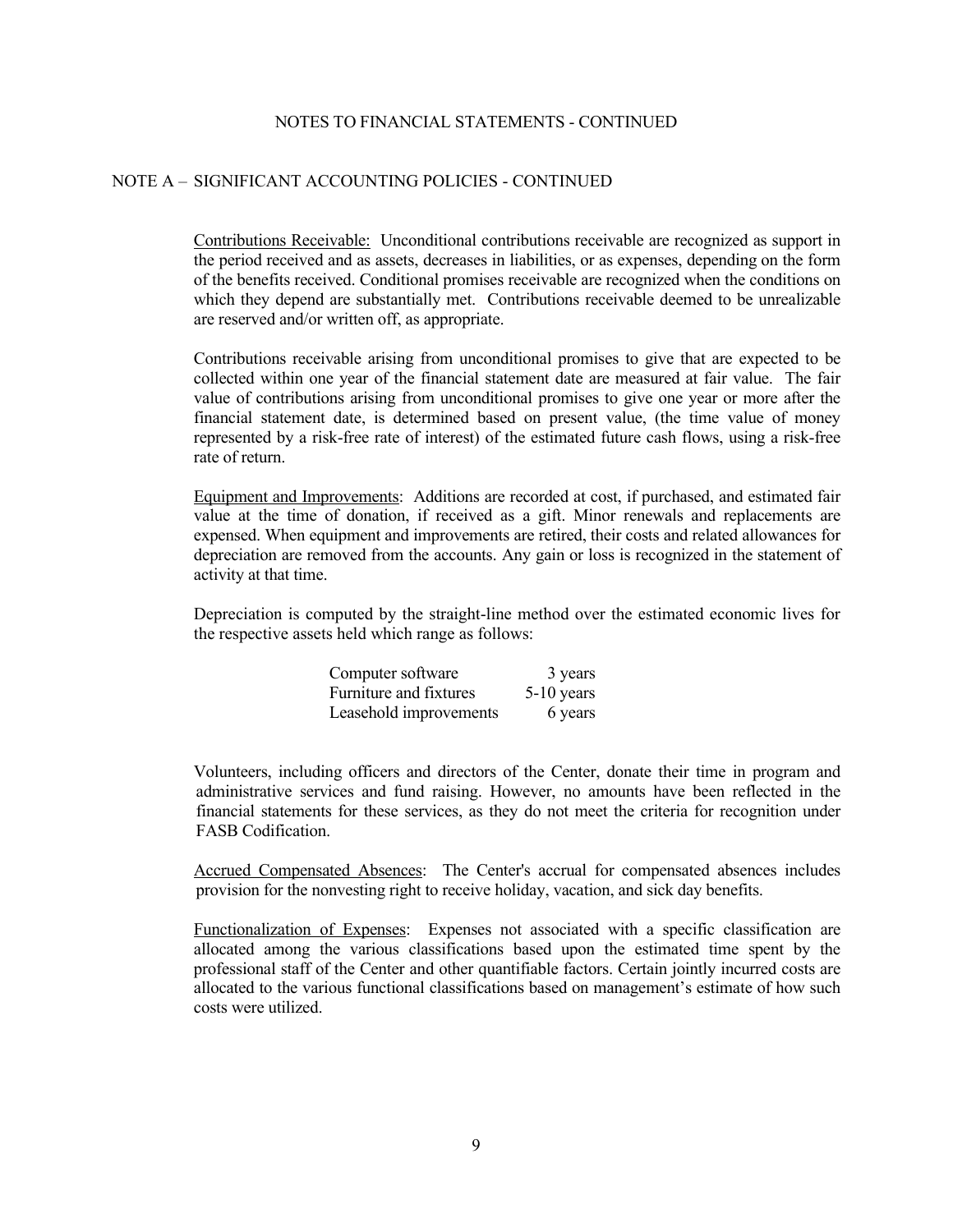NOTES TO FINANCIAL STATEMENTS - CONTINUED

## NOTE A – SIGNIFICANT ACCOUNTING POLICIES - CONTINUED

Contributions Receivable: Unconditional contributions receivable are recognized as support in the period received and as assets, decreases in liabilities, or as expenses, depending on the form of the benefits received. Conditional promises receivable are recognized when the conditions on which they depend are substantially met. Contributions receivable deemed to be unrealizable are reserved and/or written off, as appropriate.

Contributions receivable arising from unconditional promises to give that are expected to be collected within one year of the financial statement date are measured at fair value. The fair value of contributions arising from unconditional promises to give one year or more after the financial statement date, is determined based on present value, (the time value of money represented by a risk-free rate of interest) of the estimated future cash flows, using a risk-free rate of return.

Equipment and Improvements: Additions are recorded at cost, if purchased, and estimated fair value at the time of donation, if received as a gift. Minor renewals and replacements are expensed. When equipment and improvements are retired, their costs and related allowances for depreciation are removed from the accounts. Any gain or loss is recognized in the statement of activity at that time.

Depreciation is computed by the straight-line method over the estimated economic lives for the respective assets held which range as follows:

| | |
|---|---|
| Computer software | 3 years |
| Furniture and fixtures | 5-10 years |
| Leasehold improvements | 6 years |

Volunteers, including officers and directors of the Center, donate their time in program and administrative services and fund raising. However, no amounts have been reflected in the financial statements for these services, as they do not meet the criteria for recognition under FASB Codification.

Accrued Compensated Absences: The Center's accrual for compensated absences includes provision for the nonvesting right to receive holiday, vacation, and sick day benefits.

Functionalization of Expenses: Expenses not associated with a specific classification are allocated among the various classifications based upon the estimated time spent by the professional staff of the Center and other quantifiable factors. Certain jointly incurred costs are allocated to the various functional classifications based on management's estimate of how such costs were utilized.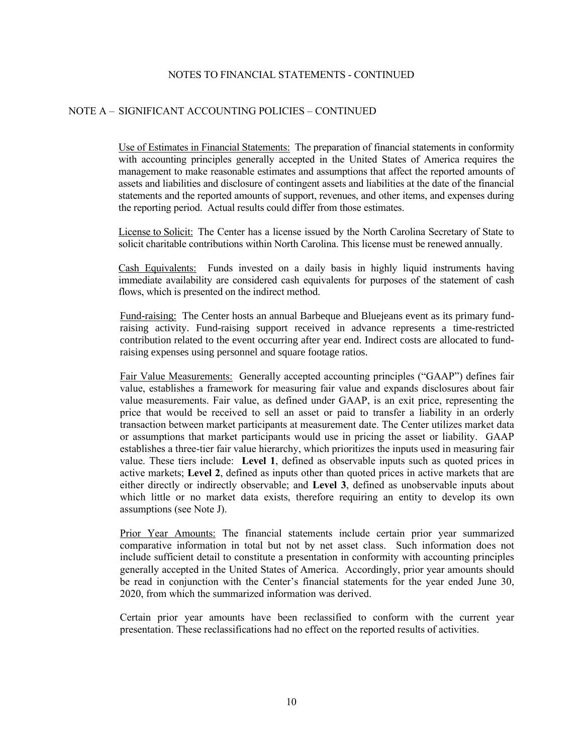NOTES TO FINANCIAL STATEMENTS - CONTINUED

## NOTE A – SIGNIFICANT ACCOUNTING POLICIES – CONTINUED

Use of Estimates in Financial Statements: The preparation of financial statements in conformity with accounting principles generally accepted in the United States of America requires the management to make reasonable estimates and assumptions that affect the reported amounts of assets and liabilities and disclosure of contingent assets and liabilities at the date of the financial statements and the reported amounts of support, revenues, and other items, and expenses during the reporting period. Actual results could differ from those estimates.

License to Solicit: The Center has a license issued by the North Carolina Secretary of State to solicit charitable contributions within North Carolina. This license must be renewed annually.

Cash Equivalents: Funds invested on a daily basis in highly liquid instruments having immediate availability are considered cash equivalents for purposes of the statement of cash flows, which is presented on the indirect method.

Fund-raising: The Center hosts an annual Barbeque and Bluejeans event as its primary fund-raising activity. Fund-raising support received in advance represents a time-restricted contribution related to the event occurring after year end. Indirect costs are allocated to fund-raising expenses using personnel and square footage ratios.

Fair Value Measurements: Generally accepted accounting principles ("GAAP") defines fair value, establishes a framework for measuring fair value and expands disclosures about fair value measurements. Fair value, as defined under GAAP, is an exit price, representing the price that would be received to sell an asset or paid to transfer a liability in an orderly transaction between market participants at measurement date. The Center utilizes market data or assumptions that market participants would use in pricing the asset or liability. GAAP establishes a three-tier fair value hierarchy, which prioritizes the inputs used in measuring fair value. These tiers include: **Level 1**, defined as observable inputs such as quoted prices in active markets; **Level 2**, defined as inputs other than quoted prices in active markets that are either directly or indirectly observable; and **Level 3**, defined as unobservable inputs about which little or no market data exists, therefore requiring an entity to develop its own assumptions (see Note J).

Prior Year Amounts: The financial statements include certain prior year summarized comparative information in total but not by net asset class. Such information does not include sufficient detail to constitute a presentation in conformity with accounting principles generally accepted in the United States of America. Accordingly, prior year amounts should be read in conjunction with the Center's financial statements for the year ended June 30, 2020, from which the summarized information was derived.

Certain prior year amounts have been reclassified to conform with the current year presentation. These reclassifications had no effect on the reported results of activities.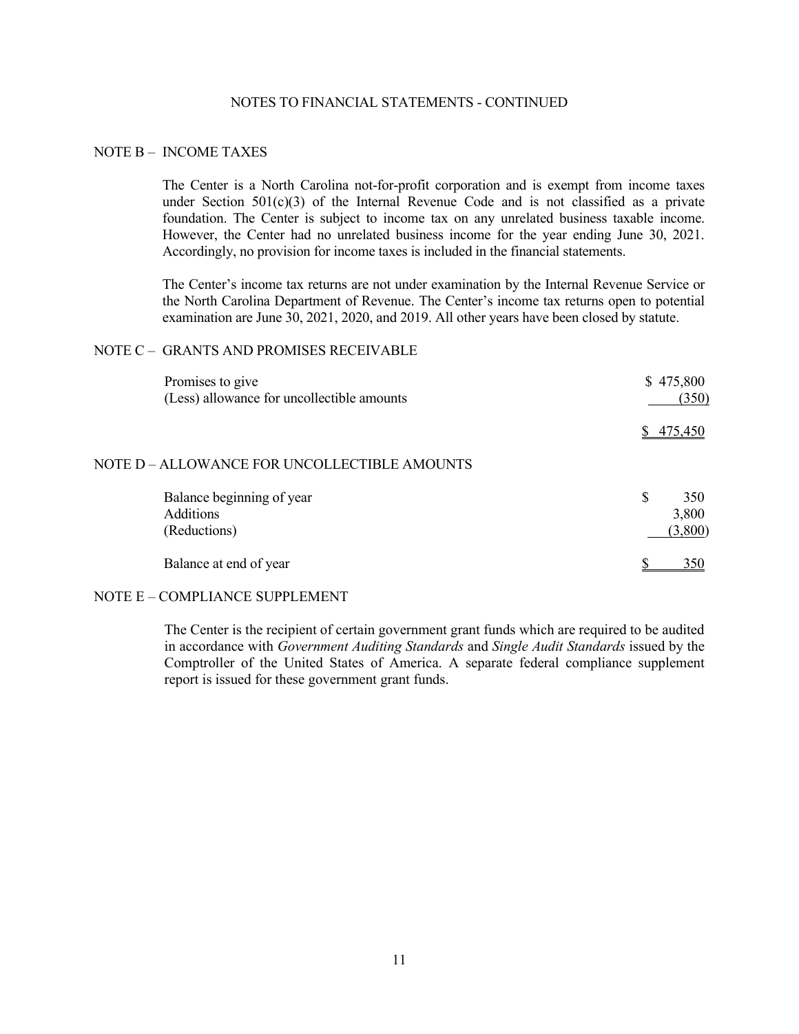NOTES TO FINANCIAL STATEMENTS - CONTINUED

## NOTE B – INCOME TAXES

The Center is a North Carolina not-for-profit corporation and is exempt from income taxes under Section 501(c)(3) of the Internal Revenue Code and is not classified as a private foundation. The Center is subject to income tax on any unrelated business taxable income. However, the Center had no unrelated business income for the year ending June 30, 2021. Accordingly, no provision for income taxes is included in the financial statements.

The Center's income tax returns are not under examination by the Internal Revenue Service or the North Carolina Department of Revenue. The Center's income tax returns open to potential examination are June 30, 2021, 2020, and 2019. All other years have been closed by statute.

## NOTE C – GRANTS AND PROMISES RECEIVABLE

| | |
|---|---|
| Promises to give | $ 475,800 |
| (Less) allowance for uncollectible amounts | (350) |
| | $ 475,450 |

## NOTE D – ALLOWANCE FOR UNCOLLECTIBLE AMOUNTS

| | |
|---|---|
| Balance beginning of year | $ 350 |
| Additions | 3,800 |
| (Reductions) | (3,800) |
| Balance at end of year | $ 350 |

## NOTE E – COMPLIANCE SUPPLEMENT

The Center is the recipient of certain government grant funds which are required to be audited in accordance with *Government Auditing Standards* and *Single Audit Standards* issued by the Comptroller of the United States of America. A separate federal compliance supplement report is issued for these government grant funds.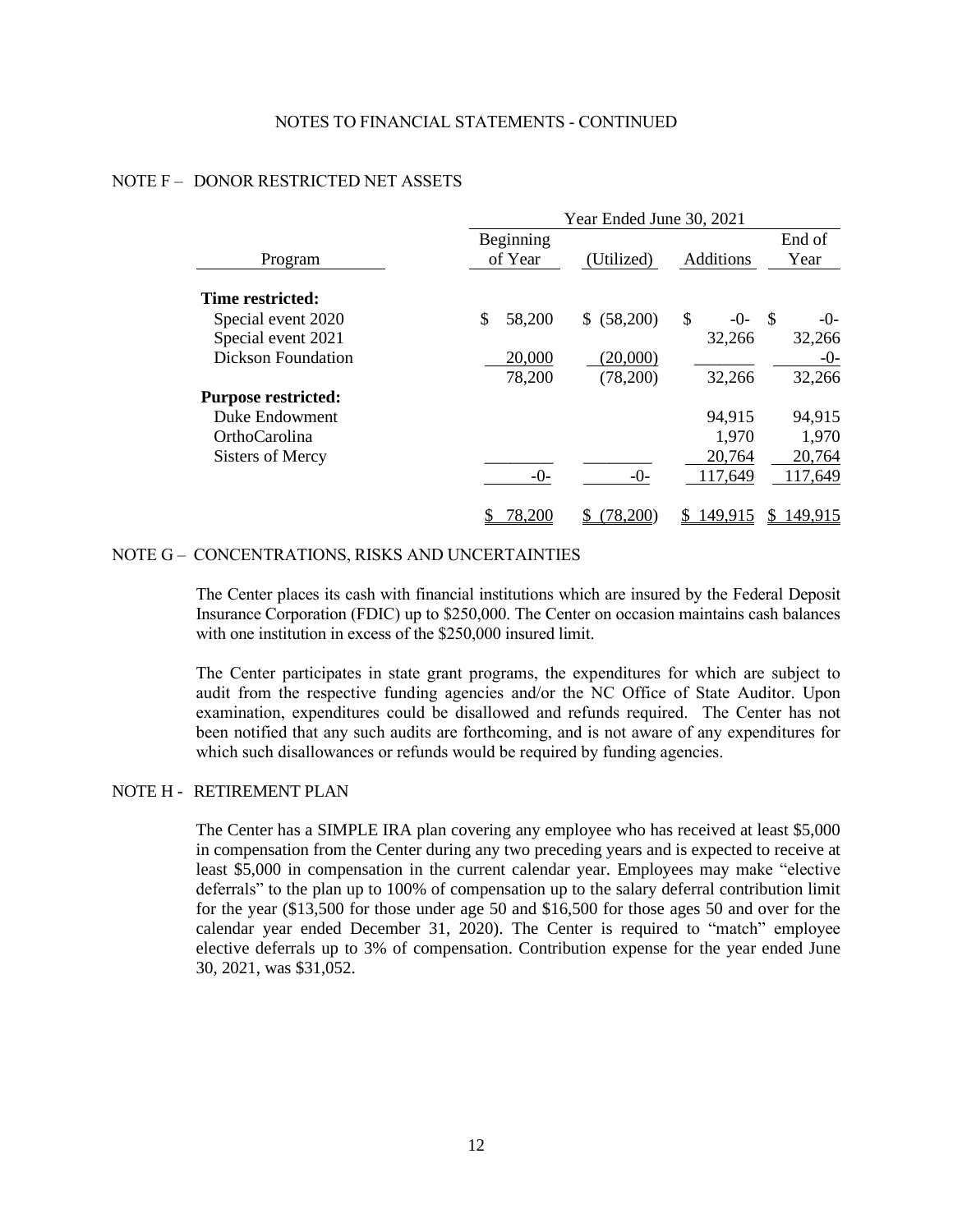NOTES TO FINANCIAL STATEMENTS - CONTINUED

## NOTE F – DONOR RESTRICTED NET ASSETS

| | Year Ended June 30, 2021 | | | |
|---|---|---|---|---|
| Program | Beginning of Year | (Utilized) | Additions | End of Year |
| **Time restricted:** | | | | |
| Special event 2020 | $ 58,200 | $ (58,200) | $ -0- | $ -0- |
| Special event 2021 | | | 32,266 | 32,266 |
| Dickson Foundation | 20,000 | (20,000) | | -0- |
| | 78,200 | (78,200) | 32,266 | 32,266 |
| **Purpose restricted:** | | | | |
| Duke Endowment | | | 94,915 | 94,915 |
| OrthoCarolina | | | 1,970 | 1,970 |
| Sisters of Mercy | | | 20,764 | 20,764 |
| | -0- | -0- | 117,649 | 117,649 |
| | $ 78,200 | $ (78,200) | $ 149,915 | $ 149,915 |

## NOTE G – CONCENTRATIONS, RISKS AND UNCERTAINTIES

The Center places its cash with financial institutions which are insured by the Federal Deposit Insurance Corporation (FDIC) up to $250,000. The Center on occasion maintains cash balances with one institution in excess of the $250,000 insured limit.

The Center participates in state grant programs, the expenditures for which are subject to audit from the respective funding agencies and/or the NC Office of State Auditor. Upon examination, expenditures could be disallowed and refunds required. The Center has not been notified that any such audits are forthcoming, and is not aware of any expenditures for which such disallowances or refunds would be required by funding agencies.

## NOTE H - RETIREMENT PLAN

The Center has a SIMPLE IRA plan covering any employee who has received at least $5,000 in compensation from the Center during any two preceding years and is expected to receive at least $5,000 in compensation in the current calendar year. Employees may make "elective deferrals" to the plan up to 100% of compensation up to the salary deferral contribution limit for the year ($13,500 for those under age 50 and $16,500 for those ages 50 and over for the calendar year ended December 31, 2020). The Center is required to "match" employee elective deferrals up to 3% of compensation. Contribution expense for the year ended June 30, 2021, was $31,052.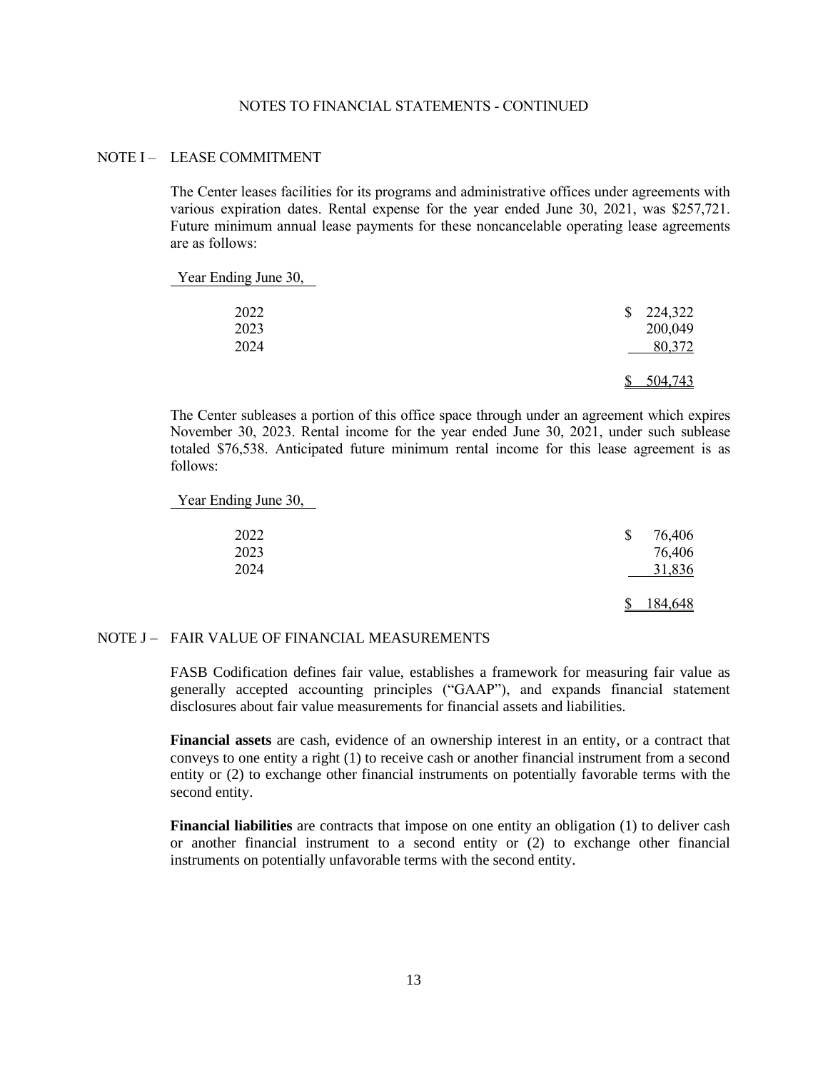NOTES TO FINANCIAL STATEMENTS - CONTINUED

## NOTE I – LEASE COMMITMENT

The Center leases facilities for its programs and administrative offices under agreements with various expiration dates. Rental expense for the year ended June 30, 2021, was $257,721. Future minimum annual lease payments for these noncancelable operating lease agreements are as follows:

| Year Ending June 30, | |
|---|---|
| 2022 | $ 224,322 |
| 2023 | 200,049 |
| 2024 | 80,372 |
| | $ 504,743 |

The Center subleases a portion of this office space through under an agreement which expires November 30, 2023. Rental income for the year ended June 30, 2021, under such sublease totaled $76,538. Anticipated future minimum rental income for this lease agreement is as follows:

| Year Ending June 30, | |
|---|---|
| 2022 | $ 76,406 |
| 2023 | 76,406 |
| 2024 | 31,836 |
| | $ 184,648 |

## NOTE J – FAIR VALUE OF FINANCIAL MEASUREMENTS

FASB Codification defines fair value, establishes a framework for measuring fair value as generally accepted accounting principles ("GAAP"), and expands financial statement disclosures about fair value measurements for financial assets and liabilities.

**Financial assets** are cash, evidence of an ownership interest in an entity, or a contract that conveys to one entity a right (1) to receive cash or another financial instrument from a second entity or (2) to exchange other financial instruments on potentially favorable terms with the second entity.

**Financial liabilities** are contracts that impose on one entity an obligation (1) to deliver cash or another financial instrument to a second entity or (2) to exchange other financial instruments on potentially unfavorable terms with the second entity.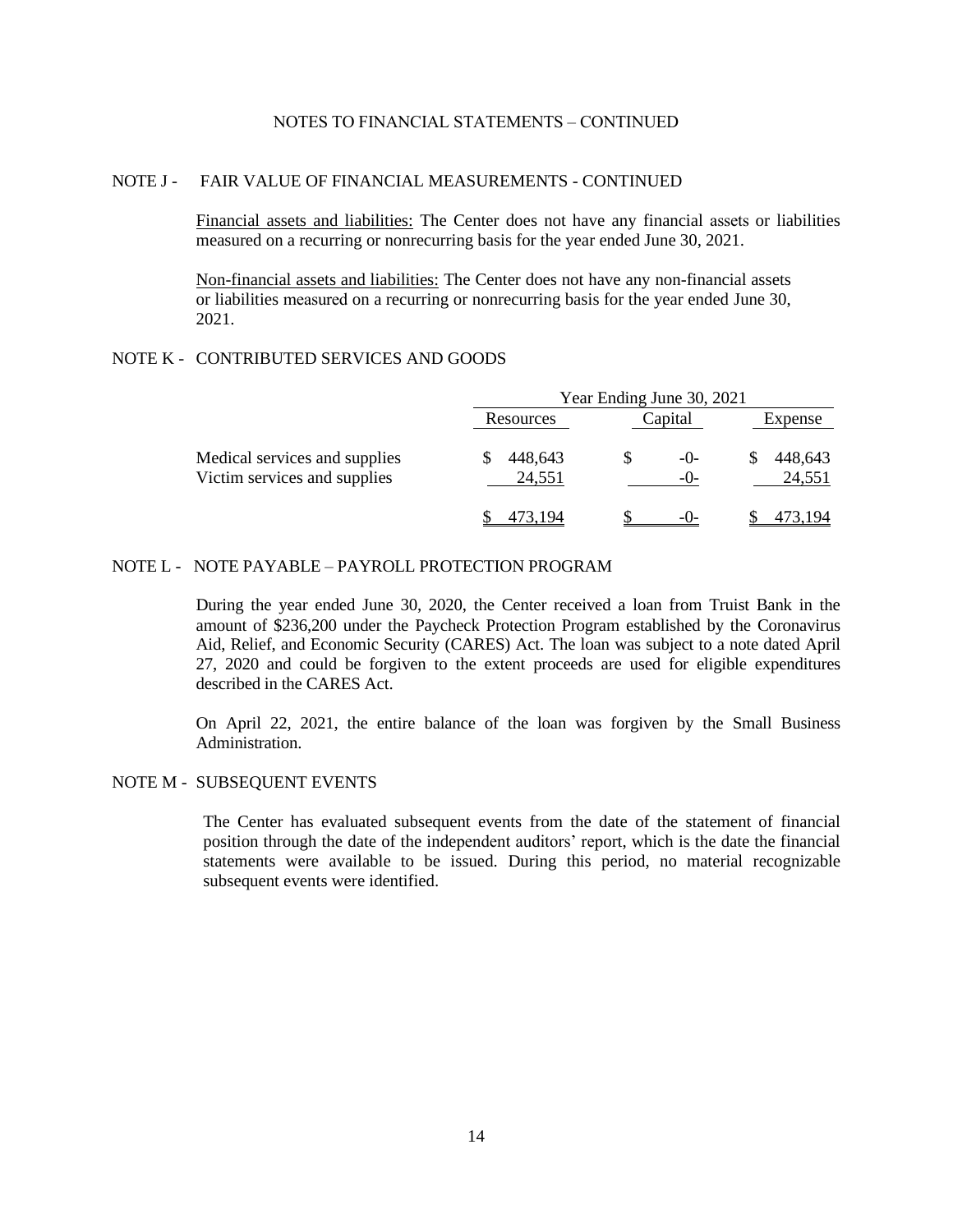NOTES TO FINANCIAL STATEMENTS – CONTINUED

## NOTE J - FAIR VALUE OF FINANCIAL MEASUREMENTS - CONTINUED

Financial assets and liabilities: The Center does not have any financial assets or liabilities measured on a recurring or nonrecurring basis for the year ended June 30, 2021.

Non-financial assets and liabilities: The Center does not have any non-financial assets or liabilities measured on a recurring or nonrecurring basis for the year ended June 30, 2021.

## NOTE K - CONTRIBUTED SERVICES AND GOODS

| | Year Ending June 30, 2021 | | |
|---|---|---|---|
| | Resources | Capital | Expense |
| Medical services and supplies | $ 448,643 | $ -0- | $ 448,643 |
| Victim services and supplies | 24,551 | -0- | 24,551 |
| | $ 473,194 | $ -0- | $ 473,194 |

## NOTE L - NOTE PAYABLE – PAYROLL PROTECTION PROGRAM

During the year ended June 30, 2020, the Center received a loan from Truist Bank in the amount of $236,200 under the Paycheck Protection Program established by the Coronavirus Aid, Relief, and Economic Security (CARES) Act. The loan was subject to a note dated April 27, 2020 and could be forgiven to the extent proceeds are used for eligible expenditures described in the CARES Act.

On April 22, 2021, the entire balance of the loan was forgiven by the Small Business Administration.

## NOTE M - SUBSEQUENT EVENTS

The Center has evaluated subsequent events from the date of the statement of financial position through the date of the independent auditors' report, which is the date the financial statements were available to be issued. During this period, no material recognizable subsequent events were identified.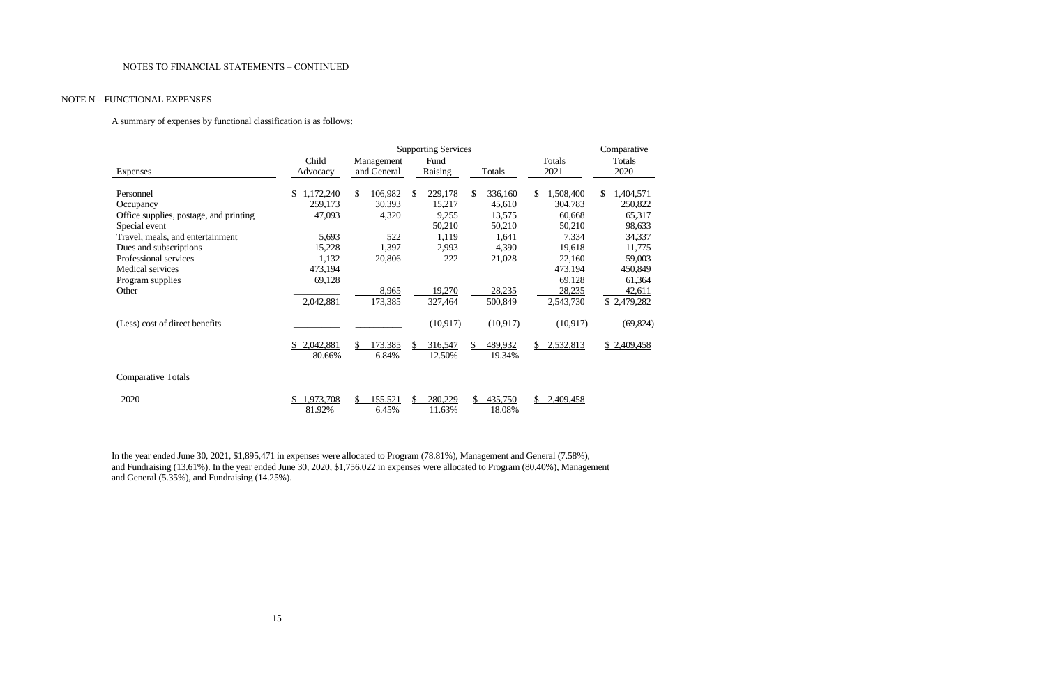NOTES TO FINANCIAL STATEMENTS – CONTINUED

## NOTE N – FUNCTIONAL EXPENSES

A summary of expenses by functional classification is as follows:

| | | Supporting Services | | | | Comparative |
|---|---|---|---|---|---|---|
| Expenses | Child Advocacy | Management and General | Fund Raising | Totals | Totals 2021 | Totals 2020 |
| Personnel | $ 1,172,240 | $ 106,982 | $ 229,178 | $ 336,160 | $ 1,508,400 | $ 1,404,571 |
| Occupancy | 259,173 | 30,393 | 15,217 | 45,610 | 304,783 | 250,822 |
| Office supplies, postage, and printing | 47,093 | 4,320 | 9,255 | 13,575 | 60,668 | 65,317 |
| Special event | | | 50,210 | 50,210 | 50,210 | 98,633 |
| Travel, meals, and entertainment | 5,693 | 522 | 1,119 | 1,641 | 7,334 | 34,337 |
| Dues and subscriptions | 15,228 | 1,397 | 2,993 | 4,390 | 19,618 | 11,775 |
| Professional services | 1,132 | 20,806 | 222 | 21,028 | 22,160 | 59,003 |
| Medical services | 473,194 | | | | 473,194 | 450,849 |
| Program supplies | 69,128 | | | | 69,128 | 61,364 |
| Other | | 8,965 | 19,270 | 28,235 | 28,235 | 42,611 |
| | 2,042,881 | 173,385 | 327,464 | 500,849 | 2,543,730 | $ 2,479,282 |
| (Less) cost of direct benefits | | | (10,917) | (10,917) | (10,917) | (69,824) |
| | $ 2,042,881 | $ 173,385 | $ 316,547 | $ 489,932 | $ 2,532,813 | $ 2,409,458 |
| | 80.66% | 6.84% | 12.50% | 19.34% | | |
| Comparative Totals | | | | | | |
| 2020 | $ 1,973,708 | $ 155,521 | $ 280,229 | $ 435,750 | $ 2,409,458 | |
| | 81.92% | 6.45% | 11.63% | 18.08% | | |

In the year ended June 30, 2021, $1,895,471 in expenses were allocated to Program (78.81%), Management and General (7.58%), and Fundraising (13.61%). In the year ended June 30, 2020, $1,756,022 in expenses were allocated to Program (80.40%), Management and General (5.35%), and Fundraising (14.25%).